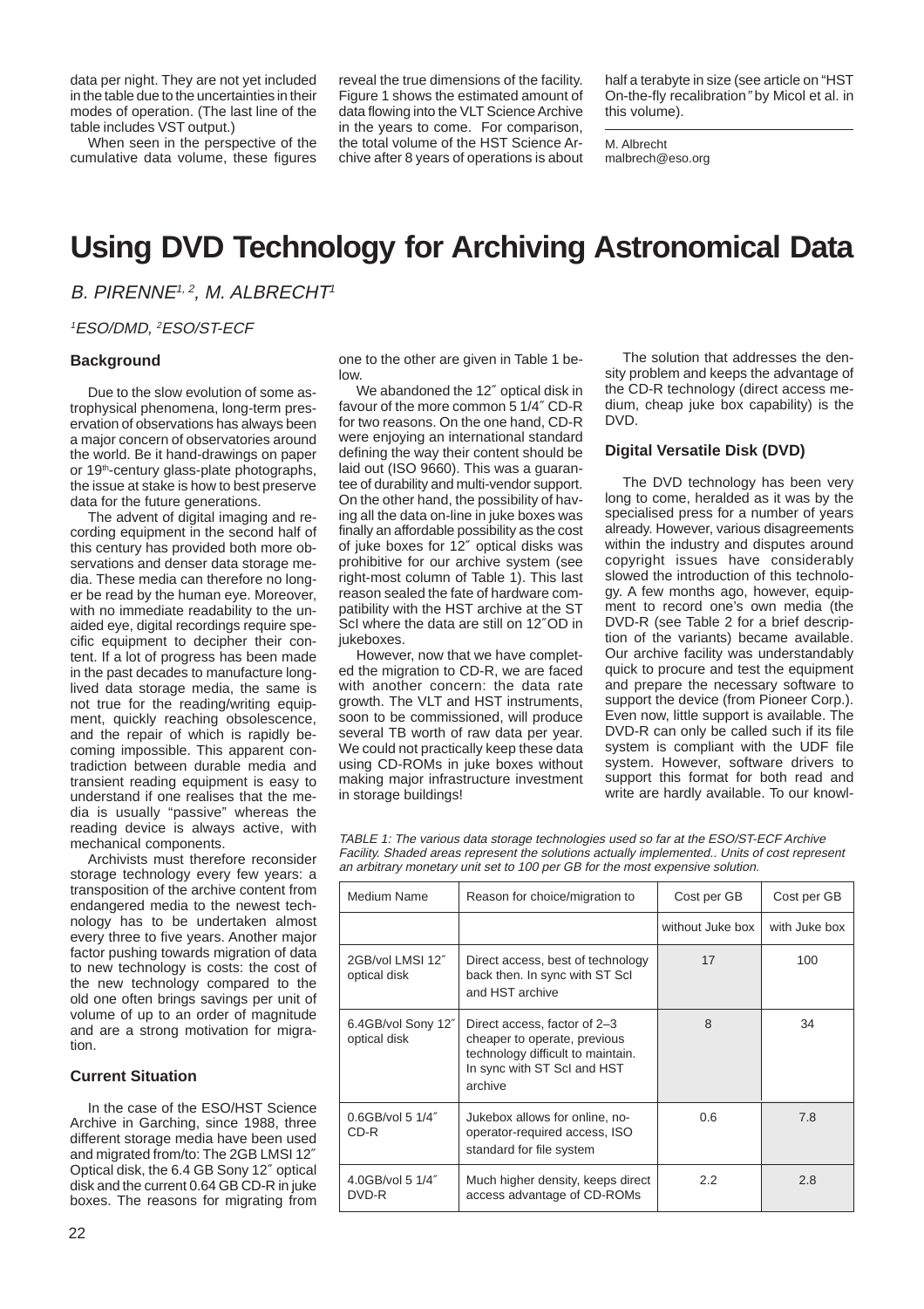data per night. They are not yet included in the table due to the uncertainties in their modes of operation. (The last line of the table includes VST output.)

When seen in the perspective of the cumulative data volume, these figures reveal the true dimensions of the facility. Figure 1 shows the estimated amount of data flowing into the VLT Science Archive in the years to come. For comparison, the total volume of the HST Science Archive after 8 years of operations is about half a terabyte in size (see article on "HST On-the-fly recalibration" by Micol et al. in this volume).

M. Albrecht
malbrech@eso.org

# Using DVD Technology for Archiving Astronomical Data

*B. PIRENNE[1, 2], M. ALBRECHT[1]*

*[1]ESO/DMD, [2]ESO/ST-ECF*

## Background

Due to the slow evolution of some astrophysical phenomena, long-term preservation of observations has always been a major concern of observatories around the world. Be it hand-drawings on paper or 19th-century glass-plate photographs, the issue at stake is how to best preserve data for the future generations.

The advent of digital imaging and recording equipment in the second half of this century has provided both more observations and denser data storage media. These media can therefore no longer be read by the human eye. Moreover, with no immediate readability to the unaided eye, digital recordings require specific equipment to decipher their content. If a lot of progress has been made in the past decades to manufacture long-lived data storage media, the same is not true for the reading/writing equipment, quickly reaching obsolescence, and the repair of which is rapidly becoming impossible. This apparent contradiction between durable media and transient reading equipment is easy to understand if one realises that the media is usually "passive" whereas the reading device is always active, with mechanical components.

Archivists must therefore reconsider storage technology every few years: a transposition of the archive content from endangered media to the newest technology has to be undertaken almost every three to five years. Another major factor pushing towards migration of data to new technology is costs: the cost of the new technology compared to the old one often brings savings per unit of volume of up to an order of magnitude and are a strong motivation for migration.

## Current Situation

In the case of the ESO/HST Science Archive in Garching, since 1988, three different storage media have been used and migrated from/to: The 2GB LMSI 12″ Optical disk, the 6.4 GB Sony 12″ optical disk and the current 0.64 GB CD-R in juke boxes. The reasons for migrating from one to the other are given in Table 1 below.

We abandoned the 12″ optical disk in favour of the more common 5 1/4″ CD-R for two reasons. On the one hand, CD-R were enjoying an international standard defining the way their content should be laid out (ISO 9660). This was a guarantee of durability and multi-vendor support. On the other hand, the possibility of having all the data on-line in juke boxes was finally an affordable possibility as the cost of juke boxes for 12″ optical disks was prohibitive for our archive system (see right-most column of Table 1). This last reason sealed the fate of hardware compatibility with the HST archive at the ST ScI where the data are still on 12″OD in jukeboxes.

However, now that we have completed the migration to CD-R, we are faced with another concern: the data rate growth. The VLT and HST instruments, soon to be commissioned, will produce several TB worth of raw data per year. We could not practically keep these data using CD-ROMs in juke boxes without making major infrastructure investment in storage buildings!

The solution that addresses the density problem and keeps the advantage of the CD-R technology (direct access medium, cheap juke box capability) is the DVD.

## Digital Versatile Disk (DVD)

The DVD technology has been very long to come, heralded as it was by the specialised press for a number of years already. However, various disagreements within the industry and disputes around copyright issues have considerably slowed the introduction of this technology. A few months ago, however, equipment to record one's own media (the DVD-R (see Table 2 for a brief description of the variants) became available. Our archive facility was understandably quick to procure and test the equipment and prepare the necessary software to support the device (from Pioneer Corp.). Even now, little support is available. The DVD-R can only be called such if its file system is compliant with the UDF file system. However, software drivers to support this format for both read and write are hardly available. To our knowl-

*TABLE 1: The various data storage technologies used so far at the ESO/ST-ECF Archive Facility. Shaded areas represent the solutions actually implemented.. Units of cost represent an arbitrary monetary unit set to 100 per GB for the most expensive solution.*

| Medium Name | Reason for choice/migration to | Cost per GB | Cost per GB |
|---|---|---|---|
| | | without Juke box | with Juke box |
| 2GB/vol LMSI 12″ optical disk | Direct access, best of technology back then. In sync with ST ScI and HST archive | 17 | 100 |
| 6.4GB/vol Sony 12″ optical disk | Direct access, factor of 2–3 cheaper to operate, previous technology difficult to maintain. In sync with ST ScI and HST archive | 8 | 34 |
| 0.6GB/vol 5 1/4″ CD-R | Jukebox allows for online, no-operator-required access, ISO standard for file system | 0.6 | 7.8 |
| 4.0GB/vol 5 1/4″ DVD-R | Much higher density, keeps direct access advantage of CD-ROMs | 2.2 | 2.8 |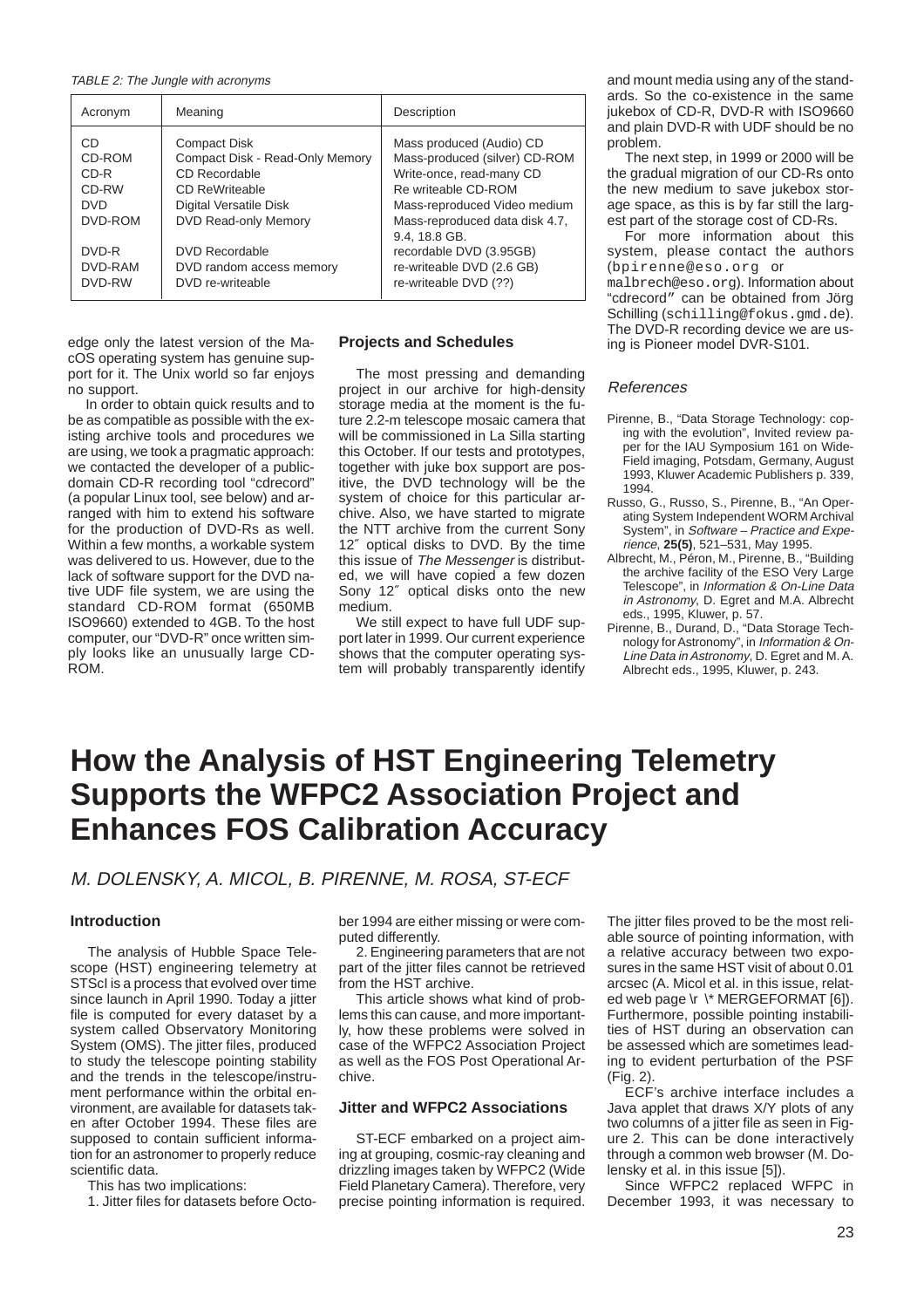*TABLE 2: The Jungle with acronyms*

| Acronym | Meaning | Description |
|---|---|---|
| CD | Compact Disk | Mass produced (Audio) CD |
| CD-ROM | Compact Disk - Read-Only Memory | Mass-produced (silver) CD-ROM |
| CD-R | CD Recordable | Write-once, read-many CD |
| CD-RW | CD ReWriteable | Re writeable CD-ROM |
| DVD | Digital Versatile Disk | Mass-reproduced Video medium |
| DVD-ROM | DVD Read-only Memory | Mass-reproduced data disk 4.7, 9.4, 18.8 GB. |
| DVD-R | DVD Recordable | recordable DVD (3.95GB) |
| DVD-RAM | DVD random access memory | re-writeable DVD (2.6 GB) |
| DVD-RW | DVD re-writeable | re-writeable DVD (??) |

edge only the latest version of the MacOS operating system has genuine support for it. The Unix world so far enjoys no support.

In order to obtain quick results and to be as compatible as possible with the existing archive tools and procedures we are using, we took a pragmatic approach: we contacted the developer of a public-domain CD-R recording tool "cdrecord" (a popular Linux tool, see below) and arranged with him to extend his software for the production of DVD-Rs as well. Within a few months, a workable system was delivered to us. However, due to the lack of software support for the DVD native UDF file system, we are using the standard CD-ROM format (650MB ISO9660) extended to 4GB. To the host computer, our "DVD-R" once written simply looks like an unusually large CD-ROM.

### Projects and Schedules

The most pressing and demanding project in our archive for high-density storage media at the moment is the future 2.2-m telescope mosaic camera that will be commissioned in La Silla starting this October. If our tests and prototypes, together with juke box support are positive, the DVD technology will be the system of choice for this particular archive. Also, we have started to migrate the NTT archive from the current Sony 12″ optical disks to DVD. By the time this issue of *The Messenger* is distributed, we will have copied a few dozen Sony 12″ optical disks onto the new medium.

We still expect to have full UDF support later in 1999. Our current experience shows that the computer operating system will probably transparently identify and mount media using any of the standards. So the co-existence in the same jukebox of CD-R, DVD-R with ISO9660 and plain DVD-R with UDF should be no problem.

The next step, in 1999 or 2000 will be the gradual migration of our CD-Rs onto the new medium to save jukebox storage space, as this is by far still the largest part of the storage cost of CD-Rs.

For more information about this system, please contact the authors (bpirenne@eso.org or malbrech@eso.org). Information about "cdrecord" can be obtained from Jörg Schilling (schilling@fokus.gmd.de). The DVD-R recording device we are using is Pioneer model DVR-S101.

### *References*

Pirenne, B., "Data Storage Technology: coping with the evolution", Invited review paper for the IAU Symposium 161 on Wide-Field imaging, Potsdam, Germany, August 1993, Kluwer Academic Publishers p. 339, 1994.

Russo, G., Russo, S., Pirenne, B., "An Operating System Independent WORM Archival System", in *Software – Practice and Experience*, **25(5)**, 521–531, May 1995.

Albrecht, M., Péron, M., Pirenne, B., "Building the archive facility of the ESO Very Large Telescope", in *Information & On-Line Data in Astronomy*, D. Egret and M.A. Albrecht eds., 1995, Kluwer, p. 57.

Pirenne, B., Durand, D., "Data Storage Technology for Astronomy", in *Information & On-Line Data in Astronomy*, D. Egret and M. A. Albrecht eds., 1995, Kluwer, p. 243.

# How the Analysis of HST Engineering Telemetry Supports the WFPC2 Association Project and Enhances FOS Calibration Accuracy

*M. DOLENSKY, A. MICOL, B. PIRENNE, M. ROSA, ST-ECF*

### Introduction

The analysis of Hubble Space Telescope (HST) engineering telemetry at STScI is a process that evolved over time since launch in April 1990. Today a jitter file is computed for every dataset by a system called Observatory Monitoring System (OMS). The jitter files, produced to study the telescope pointing stability and the trends in the telescope/instrument performance within the orbital environment, are available for datasets taken after October 1994. These files are supposed to contain sufficient information for an astronomer to properly reduce scientific data.

This has two implications:

1. Jitter files for datasets before October 1994 are either missing or were computed differently.

2. Engineering parameters that are not part of the jitter files cannot be retrieved from the HST archive.

This article shows what kind of problems this can cause, and more importantly, how these problems were solved in case of the WFPC2 Association Project as well as the FOS Post Operational Archive.

### Jitter and WFPC2 Associations

ST-ECF embarked on a project aiming at grouping, cosmic-ray cleaning and drizzling images taken by WFPC2 (Wide Field Planetary Camera). Therefore, very precise pointing information is required. The jitter files proved to be the most reliable source of pointing information, with a relative accuracy between two exposures in the same HST visit of about 0.01 arcsec (A. Micol et al. in this issue, related web page \r \* MERGEFORMAT [6]). Furthermore, possible pointing instabilities of HST during an observation can be assessed which are sometimes leading to evident perturbation of the PSF (Fig. 2).

ECF's archive interface includes a Java applet that draws X/Y plots of any two columns of a jitter file as seen in Figure 2. This can be done interactively through a common web browser (M. Dolensky et al. in this issue [5]).

Since WFPC2 replaced WFPC in December 1993, it was necessary to